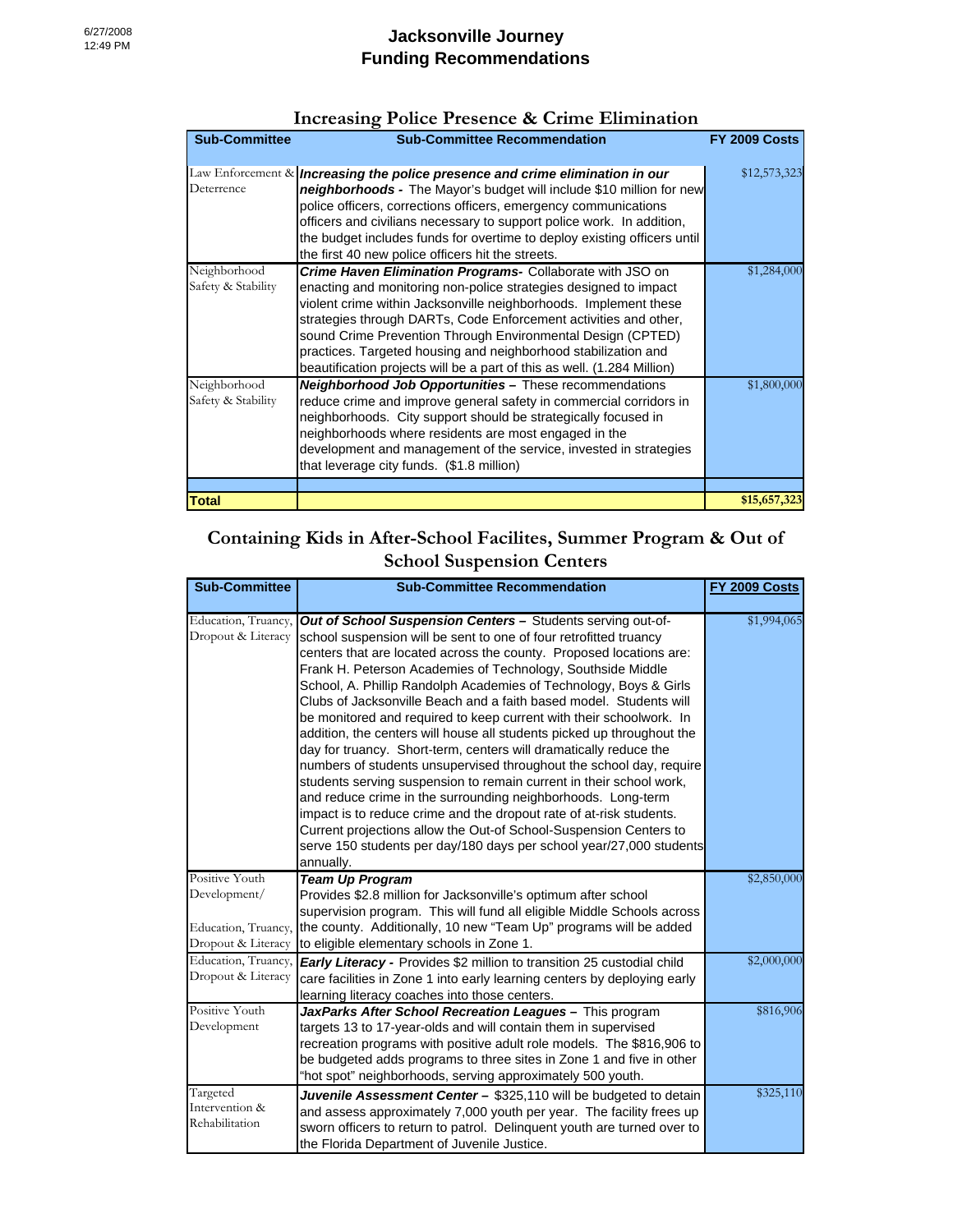# Jacksonville Journey
# Funding Recommendations

## Increasing Police Presence & Crime Elimination

| Sub-Committee | Sub-Committee Recommendation | FY 2009 Costs |
|---|---|---|
| Law Enforcement & Deterrence | ***Increasing the police presence and crime elimination in our neighborhoods -*** The Mayor's budget will include $10 million for new police officers, corrections officers, emergency communications officers and civilians necessary to support police work. In addition, the budget includes funds for overtime to deploy existing officers until the first 40 new police officers hit the streets. | $12,573,323 |
| Neighborhood Safety & Stability | ***Crime Haven Elimination Programs-*** Collaborate with JSO on enacting and monitoring non-police strategies designed to impact violent crime within Jacksonville neighborhoods. Implement these strategies through DARTs, Code Enforcement activities and other, sound Crime Prevention Through Environmental Design (CPTED) practices. Targeted housing and neighborhood stabilization and beautification projects will be a part of this as well. (1.284 Million) | $1,284,000 |
| Neighborhood Safety & Stability | ***Neighborhood Job Opportunities –*** These recommendations reduce crime and improve general safety in commercial corridors in neighborhoods. City support should be strategically focused in neighborhoods where residents are most engaged in the development and management of the service, invested in strategies that leverage city funds. ($1.8 million) | $1,800,000 |
| | | |
| **Total** | | **$15,657,323** |

## Containing Kids in After-School Facilites, Summer Program & Out of School Suspension Centers

| Sub-Committee | Sub-Committee Recommendation | FY 2009 Costs |
|---|---|---|
| Education, Truancy, Dropout & Literacy | ***Out of School Suspension Centers –*** Students serving out-of-school suspension will be sent to one of four retrofitted truancy centers that are located across the county. Proposed locations are: Frank H. Peterson Academies of Technology, Southside Middle School, A. Phillip Randolph Academies of Technology, Boys & Girls Clubs of Jacksonville Beach and a faith based model. Students will be monitored and required to keep current with their schoolwork. In addition, the centers will house all students picked up throughout the day for truancy. Short-term, centers will dramatically reduce the numbers of students unsupervised throughout the school day, require students serving suspension to remain current in their school work, and reduce crime in the surrounding neighborhoods. Long-term impact is to reduce crime and the dropout rate of at-risk students. Current projections allow the Out-of School-Suspension Centers to serve 150 students per day/180 days per school year/27,000 students annually. | $1,994,065 |
| Positive Youth Development/ Education, Truancy, Dropout & Literacy | ***Team Up Program*** Provides $2.8 million for Jacksonville's optimum after school supervision program. This will fund all eligible Middle Schools across the county. Additionally, 10 new "Team Up" programs will be added to eligible elementary schools in Zone 1. | $2,850,000 |
| Education, Truancy, Dropout & Literacy | ***Early Literacy -*** Provides $2 million to transition 25 custodial child care facilities in Zone 1 into early learning centers by deploying early learning literacy coaches into those centers. | $2,000,000 |
| Positive Youth Development | ***JaxParks After School Recreation Leagues –*** This program targets 13 to 17-year-olds and will contain them in supervised recreation programs with positive adult role models. The $816,906 to be budgeted adds programs to three sites in Zone 1 and five in other "hot spot" neighborhoods, serving approximately 500 youth. | $816,906 |
| Targeted Intervention & Rehabilitation | ***Juvenile Assessment Center –*** $325,110 will be budgeted to detain and assess approximately 7,000 youth per year. The facility frees up sworn officers to return to patrol. Delinquent youth are turned over to the Florida Department of Juvenile Justice. | $325,110 |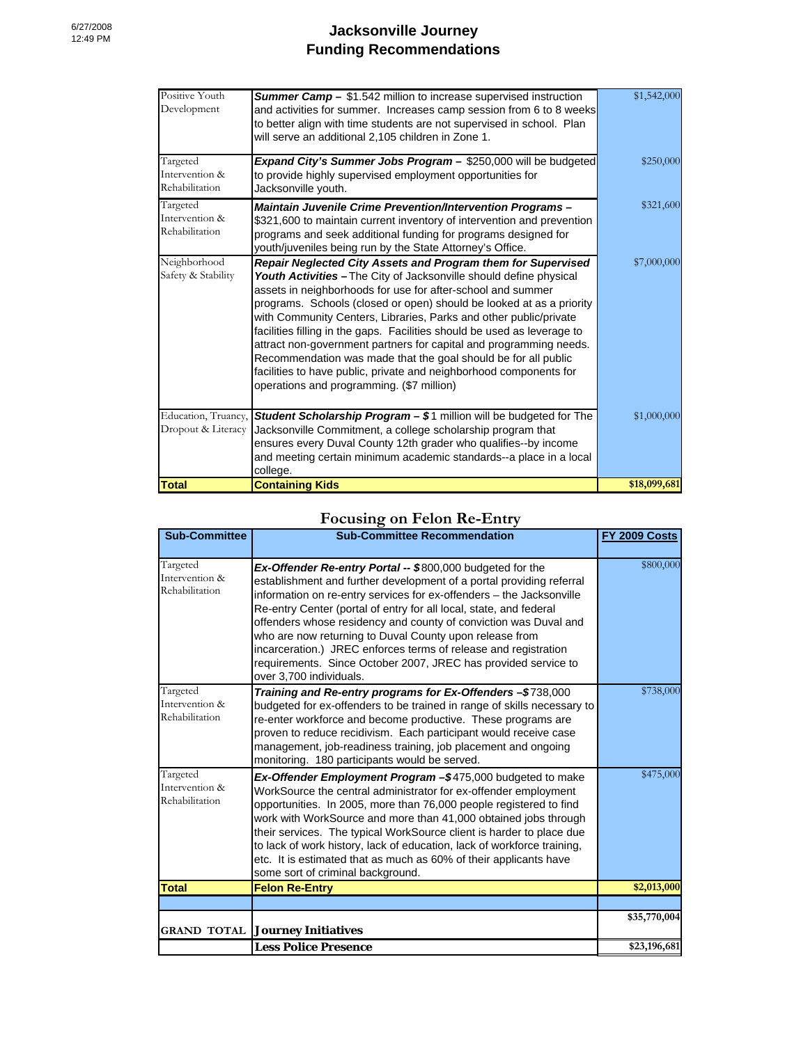# Jacksonville Journey
## Funding Recommendations

| | | |
|---|---|---|
| Positive Youth Development | ***Summer Camp –*** $1.542 million to increase supervised instruction and activities for summer. Increases camp session from 6 to 8 weeks to better align with time students are not supervised in school. Plan will serve an additional 2,105 children in Zone 1. | $1,542,000 |
| Targeted Intervention & Rehabilitation | ***Expand City's Summer Jobs Program –*** $250,000 will be budgeted to provide highly supervised employment opportunities for Jacksonville youth. | $250,000 |
| Targeted Intervention & Rehabilitation | ***Maintain Juvenile Crime Prevention/Intervention Programs –*** $321,600 to maintain current inventory of intervention and prevention programs and seek additional funding for programs designed for youth/juveniles being run by the State Attorney's Office. | $321,600 |
| Neighborhood Safety & Stability | ***Repair Neglected City Assets and Program them for Supervised Youth Activities –*** The City of Jacksonville should define physical assets in neighborhoods for use for after-school and summer programs. Schools (closed or open) should be looked at as a priority with Community Centers, Libraries, Parks and other public/private facilities filling in the gaps. Facilities should be used as leverage to attract non-government partners for capital and programming needs. Recommendation was made that the goal should be for all public facilities to have public, private and neighborhood components for operations and programming. ($7 million) | $7,000,000 |
| Education, Truancy, Dropout & Literacy | ***Student Scholarship Program – $*** 1 million will be budgeted for The Jacksonville Commitment, a college scholarship program that ensures every Duval County 12th grader who qualifies--by income and meeting certain minimum academic standards--a place in a local college. | $1,000,000 |
| **Total** | **Containing Kids** | **$18,099,681** |

## Focusing on Felon Re-Entry

| Sub-Committee | Sub-Committee Recommendation | FY 2009 Costs |
|---|---|---|
| Targeted Intervention & Rehabilitation | ***Ex-Offender Re-entry Portal -- $*** 800,000 budgeted for the establishment and further development of a portal providing referral information on re-entry services for ex-offenders – the Jacksonville Re-entry Center (portal of entry for all local, state, and federal offenders whose residency and county of conviction was Duval and who are now returning to Duval County upon release from incarceration.) JREC enforces terms of release and registration requirements. Since October 2007, JREC has provided service to over 3,700 individuals. | $800,000 |
| Targeted Intervention & Rehabilitation | ***Training and Re-entry programs for Ex-Offenders –$*** 738,000 budgeted for ex-offenders to be trained in range of skills necessary to re-enter workforce and become productive. These programs are proven to reduce recidivism. Each participant would receive case management, job-readiness training, job placement and ongoing monitoring. 180 participants would be served. | $738,000 |
| Targeted Intervention & Rehabilitation | ***Ex-Offender Employment Program –$*** 475,000 budgeted to make WorkSource the central administrator for ex-offender employment opportunities. In 2005, more than 76,000 people registered to find work with WorkSource and more than 41,000 obtained jobs through their services. The typical WorkSource client is harder to place due to lack of work history, lack of education, lack of workforce training, etc. It is estimated that as much as 60% of their applicants have some sort of criminal background. | $475,000 |
| **Total** | **Felon Re-Entry** | **$2,013,000** |
| | | |
| **GRAND TOTAL** | **Journey Initiatives** | **$35,770,004** |
| | **Less Police Presence** | **$23,196,681** |